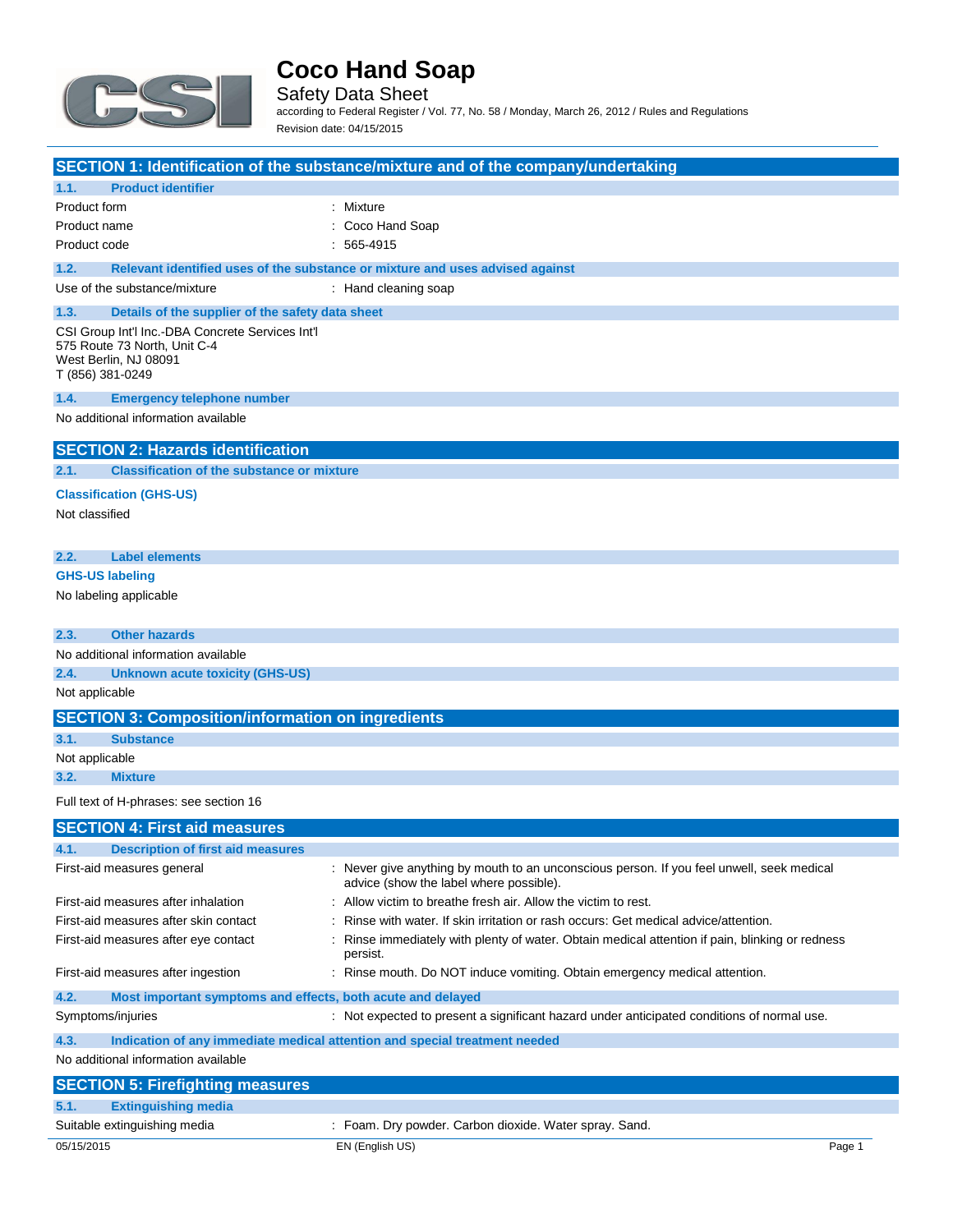# Coco Hand Soap

Safety Data Sheet

according to Federal Register / Vol. 77, No. 58 / Monday, March 26, 2012 / Rules and Regulations

Revision date: 04/15/2015

## SECTION 1: Identification of the substance/mixture and of the company/undertaking

### 1.1. Product identifier

| | |
|---|---|
| Product form | : Mixture |
| Product name | : Coco Hand Soap |
| Product code | : 565-4915 |

### 1.2. Relevant identified uses of the substance or mixture and uses advised against

| | |
|---|---|
| Use of the substance/mixture | : Hand cleaning soap |

### 1.3. Details of the supplier of the safety data sheet

CSI Group Int'l Inc.-DBA Concrete Services Int'l
575 Route 73 North, Unit C-4
West Berlin, NJ 08091
T (856) 381-0249

### 1.4. Emergency telephone number

No additional information available

## SECTION 2: Hazards identification

### 2.1. Classification of the substance or mixture

**Classification (GHS-US)**

Not classified

### 2.2. Label elements

**GHS-US labeling**

No labeling applicable

### 2.3. Other hazards

No additional information available

### 2.4. Unknown acute toxicity (GHS-US)

Not applicable

## SECTION 3: Composition/information on ingredients

### 3.1. Substance

Not applicable

### 3.2. Mixture

Full text of H-phrases: see section 16

## SECTION 4: First aid measures

### 4.1. Description of first aid measures

| | |
|---|---|
| First-aid measures general | : Never give anything by mouth to an unconscious person. If you feel unwell, seek medical advice (show the label where possible). |
| First-aid measures after inhalation | : Allow victim to breathe fresh air. Allow the victim to rest. |
| First-aid measures after skin contact | : Rinse with water. If skin irritation or rash occurs: Get medical advice/attention. |
| First-aid measures after eye contact | : Rinse immediately with plenty of water. Obtain medical attention if pain, blinking or redness persist. |
| First-aid measures after ingestion | : Rinse mouth. Do NOT induce vomiting. Obtain emergency medical attention. |

### 4.2. Most important symptoms and effects, both acute and delayed

| | |
|---|---|
| Symptoms/injuries | : Not expected to present a significant hazard under anticipated conditions of normal use. |

### 4.3. Indication of any immediate medical attention and special treatment needed

No additional information available

## SECTION 5: Firefighting measures

### 5.1. Extinguishing media

| | |
|---|---|
| Suitable extinguishing media | : Foam. Dry powder. Carbon dioxide. Water spray. Sand. |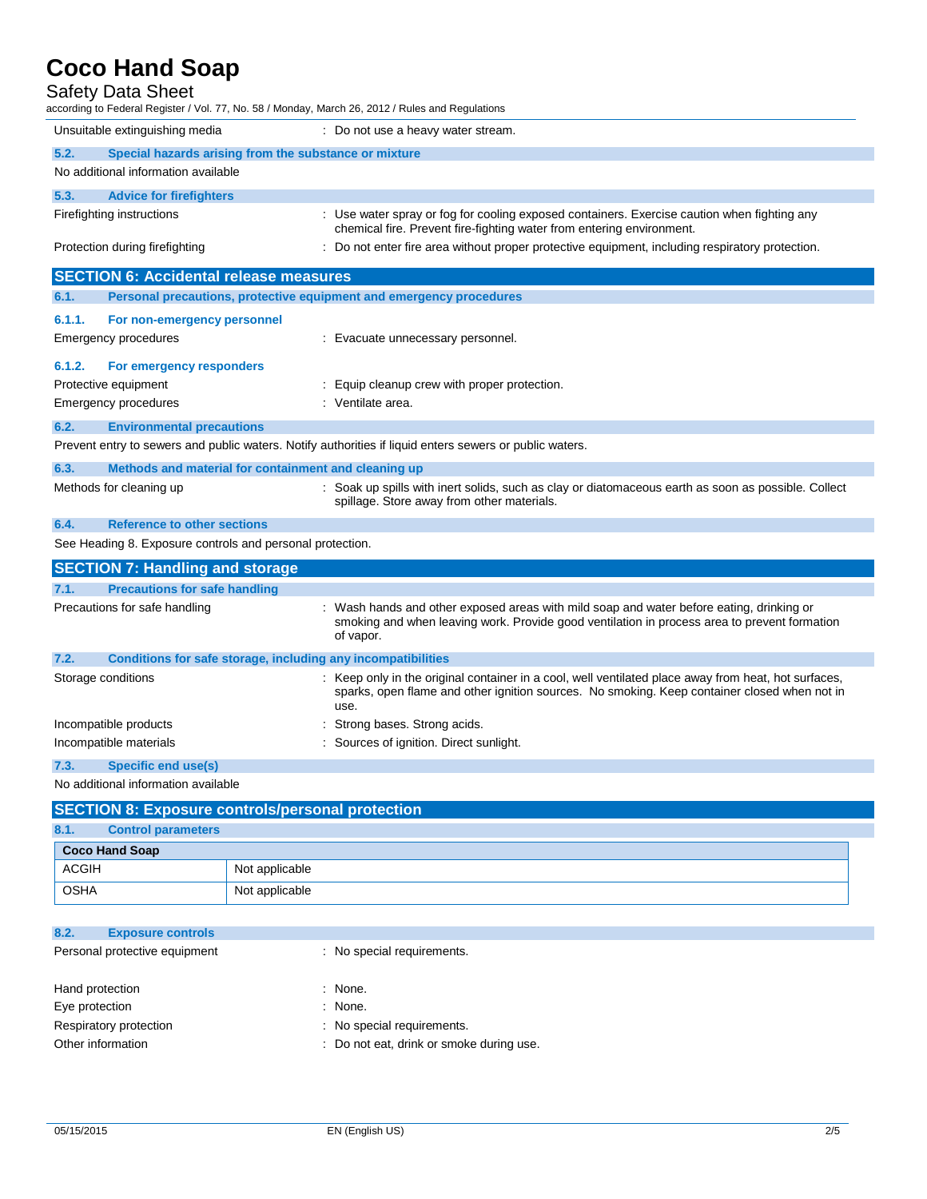Unsuitable extinguishing media : Do not use a heavy water stream.

### 5.2. Special hazards arising from the substance or mixture

No additional information available

### 5.3. Advice for firefighters

Firefighting instructions : Use water spray or fog for cooling exposed containers. Exercise caution when fighting any chemical fire. Prevent fire-fighting water from entering environment.

Protection during firefighting : Do not enter fire area without proper protective equipment, including respiratory protection.

## SECTION 6: Accidental release measures

### 6.1. Personal precautions, protective equipment and emergency procedures

#### 6.1.1. For non-emergency personnel

Emergency procedures : Evacuate unnecessary personnel.

#### 6.1.2. For emergency responders

Protective equipment : Equip cleanup crew with proper protection.

Emergency procedures : Ventilate area.

### 6.2. Environmental precautions

Prevent entry to sewers and public waters. Notify authorities if liquid enters sewers or public waters.

### 6.3. Methods and material for containment and cleaning up

Methods for cleaning up : Soak up spills with inert solids, such as clay or diatomaceous earth as soon as possible. Collect spillage. Store away from other materials.

### 6.4. Reference to other sections

See Heading 8. Exposure controls and personal protection.

## SECTION 7: Handling and storage

### 7.1. Precautions for safe handling

Precautions for safe handling : Wash hands and other exposed areas with mild soap and water before eating, drinking or smoking and when leaving work. Provide good ventilation in process area to prevent formation of vapor.

### 7.2. Conditions for safe storage, including any incompatibilities

Storage conditions : Keep only in the original container in a cool, well ventilated place away from heat, hot surfaces, sparks, open flame and other ignition sources. No smoking. Keep container closed when not in use.

Incompatible products : Strong bases. Strong acids.

Incompatible materials : Sources of ignition. Direct sunlight.

### 7.3. Specific end use(s)

No additional information available

## SECTION 8: Exposure controls/personal protection

### 8.1. Control parameters

| Coco Hand Soap | |
|---|---|
| ACGIH | Not applicable |
| OSHA | Not applicable |

### 8.2. Exposure controls

Personal protective equipment : No special requirements.

Hand protection : None.

Eye protection : None.

Respiratory protection : No special requirements.

Other information : Do not eat, drink or smoke during use.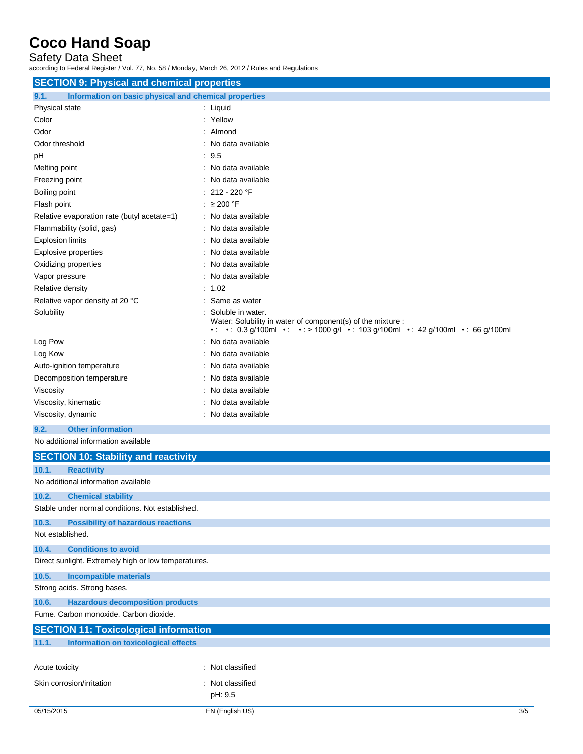## SECTION 9: Physical and chemical properties

### 9.1. Information on basic physical and chemical properties

| | |
|---|---|
| Physical state | : Liquid |
| Color | : Yellow |
| Odor | : Almond |
| Odor threshold | : No data available |
| pH | : 9.5 |
| Melting point | : No data available |
| Freezing point | : No data available |
| Boiling point | : 212 - 220 °F |
| Flash point | : ≥ 200 °F |
| Relative evaporation rate (butyl acetate=1) | : No data available |
| Flammability (solid, gas) | : No data available |
| Explosion limits | : No data available |
| Explosive properties | : No data available |
| Oxidizing properties | : No data available |
| Vapor pressure | : No data available |
| Relative density | : 1.02 |
| Relative vapor density at 20 °C | : Same as water |
| Solubility | : Soluble in water. Water: Solubility in water of component(s) of the mixture : • : • : 0.3 g/100ml • : • : > 1000 g/l • : 103 g/100ml • : 42 g/100ml • : 66 g/100ml |
| Log Pow | : No data available |
| Log Kow | : No data available |
| Auto-ignition temperature | : No data available |
| Decomposition temperature | : No data available |
| Viscosity | : No data available |
| Viscosity, kinematic | : No data available |
| Viscosity, dynamic | : No data available |

### 9.2. Other information

No additional information available

## SECTION 10: Stability and reactivity

### 10.1. Reactivity

No additional information available

### 10.2. Chemical stability

Stable under normal conditions. Not established.

### 10.3. Possibility of hazardous reactions

Not established.

### 10.4. Conditions to avoid

Direct sunlight. Extremely high or low temperatures.

### 10.5. Incompatible materials

Strong acids. Strong bases.

### 10.6. Hazardous decomposition products

Fume. Carbon monoxide. Carbon dioxide.

## SECTION 11: Toxicological information

### 11.1. Information on toxicological effects

| | |
|---|---|
| Acute toxicity | : Not classified |
| Skin corrosion/irritation | : Not classified<br>pH: 9.5 |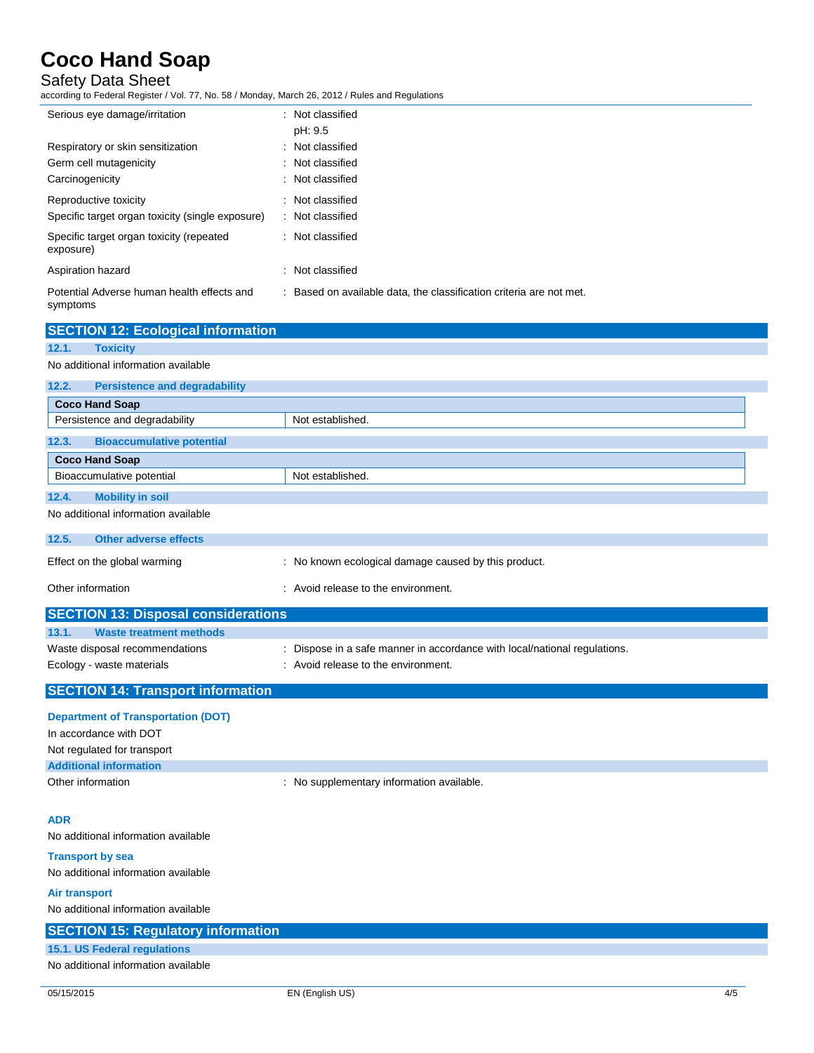| | |
|---|---|
| Serious eye damage/irritation | : Not classified<br>pH: 9.5 |
| Respiratory or skin sensitization | : Not classified |
| Germ cell mutagenicity | : Not classified |
| Carcinogenicity | : Not classified |
| Reproductive toxicity | : Not classified |
| Specific target organ toxicity (single exposure) | : Not classified |
| Specific target organ toxicity (repeated exposure) | : Not classified |
| Aspiration hazard | : Not classified |
| Potential Adverse human health effects and symptoms | : Based on available data, the classification criteria are not met. |

## SECTION 12: Ecological information

### 12.1. Toxicity

No additional information available

### 12.2. Persistence and degradability

| Coco Hand Soap | |
|---|---|
| Persistence and degradability | Not established. |

### 12.3. Bioaccumulative potential

| Coco Hand Soap | |
|---|---|
| Bioaccumulative potential | Not established. |

### 12.4. Mobility in soil

No additional information available

### 12.5. Other adverse effects

| | |
|---|---|
| Effect on the global warming | : No known ecological damage caused by this product. |
| Other information | : Avoid release to the environment. |

## SECTION 13: Disposal considerations

### 13.1. Waste treatment methods

| | |
|---|---|
| Waste disposal recommendations | : Dispose in a safe manner in accordance with local/national regulations. |
| Ecology - waste materials | : Avoid release to the environment. |

## SECTION 14: Transport information

**Department of Transportation (DOT)**

In accordance with DOT

Not regulated for transport

**Additional information**

Other information : No supplementary information available.

**ADR**

No additional information available

**Transport by sea**

No additional information available

**Air transport**

No additional information available

## SECTION 15: Regulatory information

### 15.1. US Federal regulations

No additional information available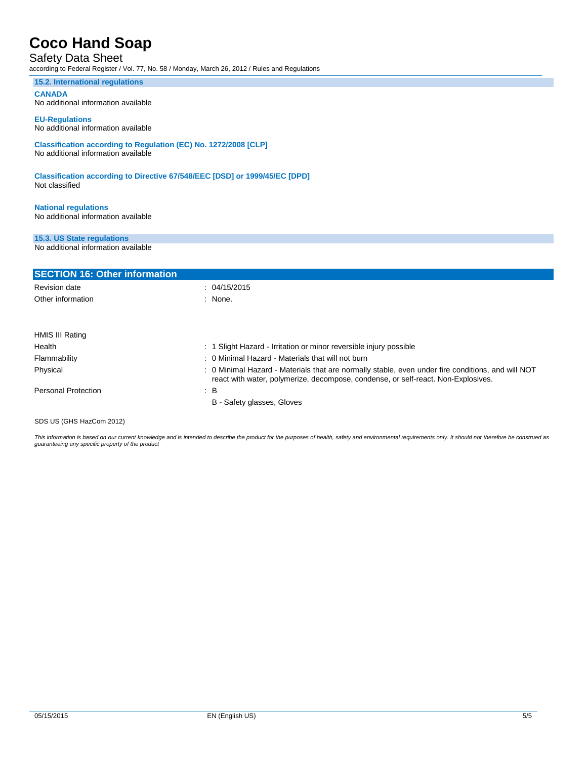#### 15.2. International regulations

**CANADA**

No additional information available

**EU-Regulations**

No additional information available

**Classification according to Regulation (EC) No. 1272/2008 [CLP]**

No additional information available

**Classification according to Directive 67/548/EEC [DSD] or 1999/45/EC [DPD]**

Not classified

**National regulations**

No additional information available

#### 15.3. US State regulations

No additional information available

## SECTION 16: Other information

| | |
|---|---|
| Revision date | : 04/15/2015 |
| Other information | : None. |

| | |
|---|---|
| HMIS III Rating | |
| Health | : 1 Slight Hazard - Irritation or minor reversible injury possible |
| Flammability | : 0 Minimal Hazard - Materials that will not burn |
| Physical | : 0 Minimal Hazard - Materials that are normally stable, even under fire conditions, and will NOT react with water, polymerize, decompose, condense, or self-react. Non-Explosives. |
| Personal Protection | : B |
| | B - Safety glasses, Gloves |

SDS US (GHS HazCom 2012)

*This information is based on our current knowledge and is intended to describe the product for the purposes of health, safety and environmental requirements only. It should not therefore be construed as guaranteeing any specific property of the product*